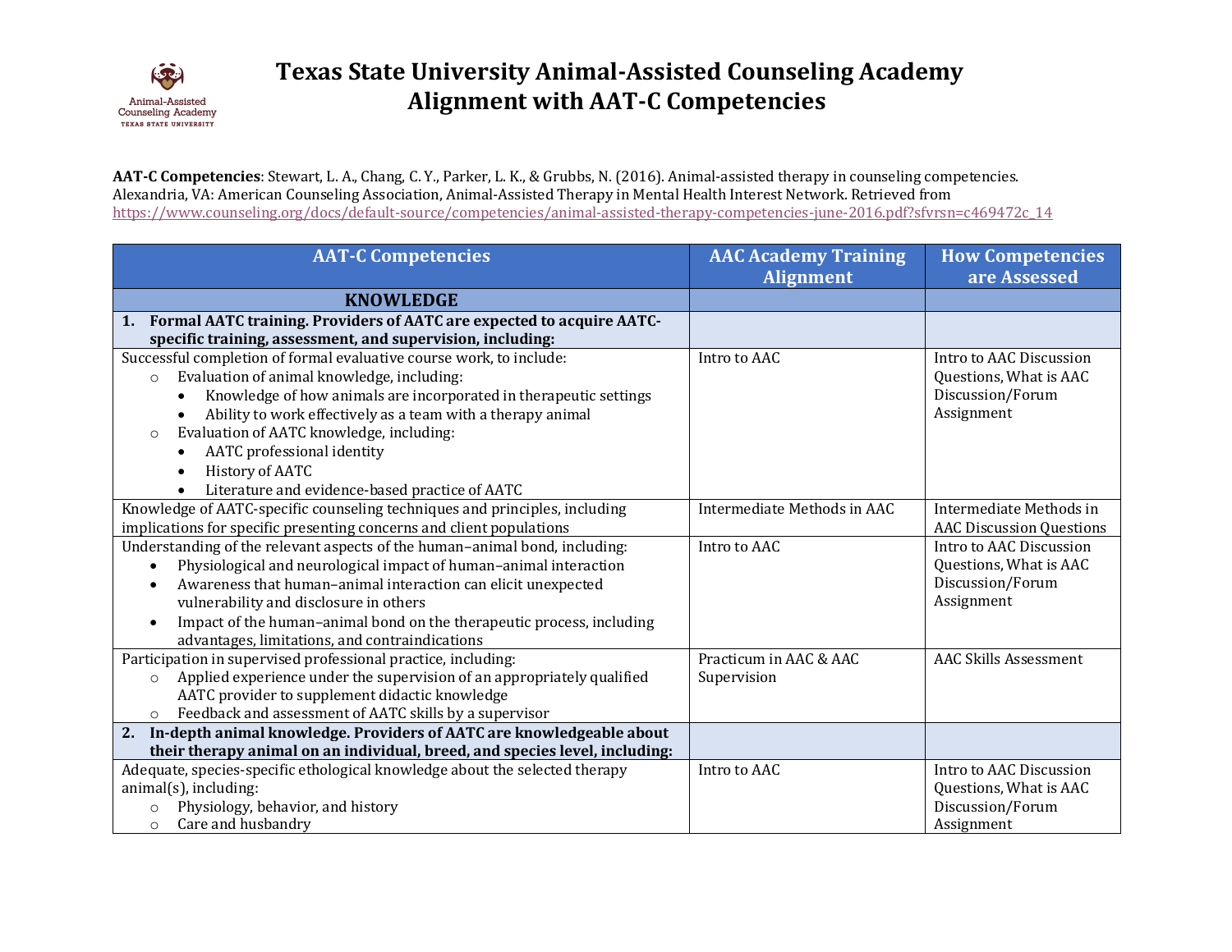# Texas State University Animal-Assisted Counseling Academy
# Alignment with AAT-C Competencies

**AAT-C Competencies**: Stewart, L. A., Chang, C. Y., Parker, L. K., & Grubbs, N. (2016). Animal-assisted therapy in counseling competencies. Alexandria, VA: American Counseling Association, Animal-Assisted Therapy in Mental Health Interest Network. Retrieved from https://www.counseling.org/docs/default-source/competencies/animal-assisted-therapy-competencies-june-2016.pdf?sfvrsn=c469472c_14

| AAT-C Competencies | AAC Academy Training Alignment | How Competencies are Assessed |
|---|---|---|
| **KNOWLEDGE** | | |
| **1. Formal AATC training. Providers of AATC are expected to acquire AATC-specific training, assessment, and supervision, including:** | | |
| Successful completion of formal evaluative course work, to include:<br>○ Evaluation of animal knowledge, including:<br>• Knowledge of how animals are incorporated in therapeutic settings<br>• Ability to work effectively as a team with a therapy animal<br>○ Evaluation of AATC knowledge, including:<br>• AATC professional identity<br>• History of AATC<br>• Literature and evidence-based practice of AATC | Intro to AAC | Intro to AAC Discussion Questions, What is AAC Discussion/Forum Assignment |
| Knowledge of AATC-specific counseling techniques and principles, including implications for specific presenting concerns and client populations | Intermediate Methods in AAC | Intermediate Methods in AAC Discussion Questions |
| Understanding of the relevant aspects of the human–animal bond, including:<br>• Physiological and neurological impact of human–animal interaction<br>• Awareness that human–animal interaction can elicit unexpected vulnerability and disclosure in others<br>• Impact of the human–animal bond on the therapeutic process, including advantages, limitations, and contraindications | Intro to AAC | Intro to AAC Discussion Questions, What is AAC Discussion/Forum Assignment |
| Participation in supervised professional practice, including:<br>○ Applied experience under the supervision of an appropriately qualified AATC provider to supplement didactic knowledge<br>○ Feedback and assessment of AATC skills by a supervisor | Practicum in AAC & AAC Supervision | AAC Skills Assessment |
| **2. In-depth animal knowledge. Providers of AATC are knowledgeable about their therapy animal on an individual, breed, and species level, including:** | | |
| Adequate, species-specific ethological knowledge about the selected therapy animal(s), including:<br>○ Physiology, behavior, and history<br>○ Care and husbandry | Intro to AAC | Intro to AAC Discussion Questions, What is AAC Discussion/Forum Assignment |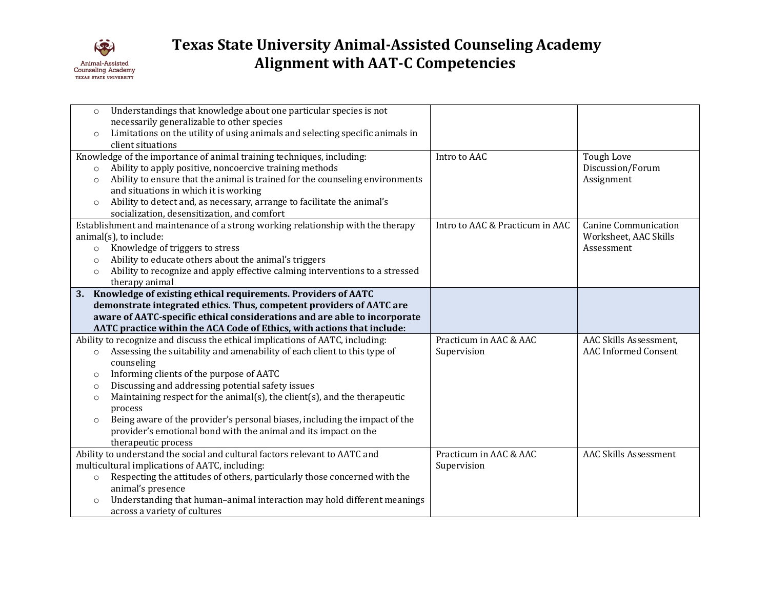# Texas State University Animal-Assisted Counseling Academy
## Alignment with AAT-C Competencies

| | | |
|---|---|---|
| ○ Understandings that knowledge about one particular species is not necessarily generalizable to other species<br>○ Limitations on the utility of using animals and selecting specific animals in client situations | | |
| Knowledge of the importance of animal training techniques, including:<br>○ Ability to apply positive, noncoercive training methods<br>○ Ability to ensure that the animal is trained for the counseling environments and situations in which it is working<br>○ Ability to detect and, as necessary, arrange to facilitate the animal's socialization, desensitization, and comfort | Intro to AAC | Tough Love Discussion/Forum Assignment |
| Establishment and maintenance of a strong working relationship with the therapy animal(s), to include:<br>○ Knowledge of triggers to stress<br>○ Ability to educate others about the animal's triggers<br>○ Ability to recognize and apply effective calming interventions to a stressed therapy animal | Intro to AAC & Practicum in AAC | Canine Communication Worksheet, AAC Skills Assessment |
| **3. Knowledge of existing ethical requirements. Providers of AATC demonstrate integrated ethics. Thus, competent providers of AATC are aware of AATC-specific ethical considerations and are able to incorporate AATC practice within the ACA Code of Ethics, with actions that include:** | | |
| Ability to recognize and discuss the ethical implications of AATC, including:<br>○ Assessing the suitability and amenability of each client to this type of counseling<br>○ Informing clients of the purpose of AATC<br>○ Discussing and addressing potential safety issues<br>○ Maintaining respect for the animal(s), the client(s), and the therapeutic process<br>○ Being aware of the provider's personal biases, including the impact of the provider's emotional bond with the animal and its impact on the therapeutic process | Practicum in AAC & AAC Supervision | AAC Skills Assessment, AAC Informed Consent |
| Ability to understand the social and cultural factors relevant to AATC and multicultural implications of AATC, including:<br>○ Respecting the attitudes of others, particularly those concerned with the animal's presence<br>○ Understanding that human–animal interaction may hold different meanings across a variety of cultures | Practicum in AAC & AAC Supervision | AAC Skills Assessment |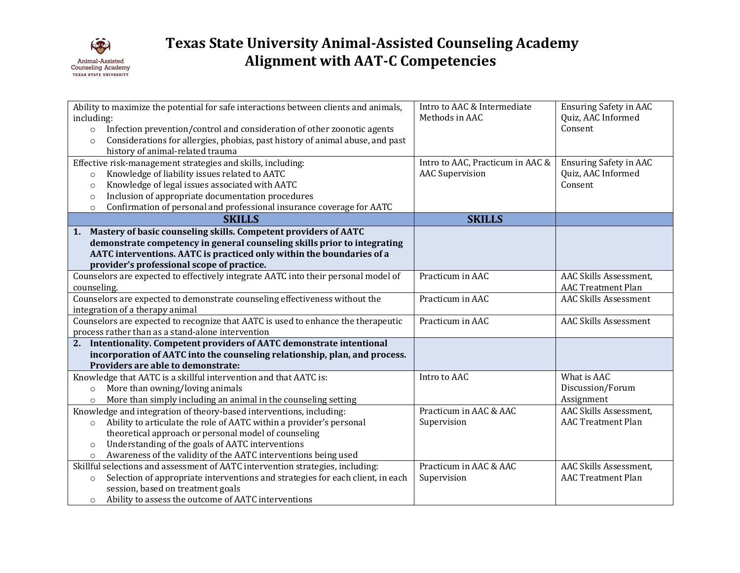# Texas State University Animal-Assisted Counseling Academy
# Alignment with AAT-C Competencies

| | | |
|---|---|---|
| Ability to maximize the potential for safe interactions between clients and animals, including:<br>○ Infection prevention/control and consideration of other zoonotic agents<br>○ Considerations for allergies, phobias, past history of animal abuse, and past history of animal-related trauma | Intro to AAC & Intermediate Methods in AAC | Ensuring Safety in AAC Quiz, AAC Informed Consent |
| Effective risk-management strategies and skills, including:<br>○ Knowledge of liability issues related to AATC<br>○ Knowledge of legal issues associated with AATC<br>○ Inclusion of appropriate documentation procedures<br>○ Confirmation of personal and professional insurance coverage for AATC | Intro to AAC, Practicum in AAC & AAC Supervision | Ensuring Safety in AAC Quiz, AAC Informed Consent |
| **SKILLS** | **SKILLS** | |
| **1. Mastery of basic counseling skills. Competent providers of AATC demonstrate competency in general counseling skills prior to integrating AATC interventions. AATC is practiced only within the boundaries of a provider's professional scope of practice.** | | |
| Counselors are expected to effectively integrate AATC into their personal model of counseling. | Practicum in AAC | AAC Skills Assessment, AAC Treatment Plan |
| Counselors are expected to demonstrate counseling effectiveness without the integration of a therapy animal | Practicum in AAC | AAC Skills Assessment |
| Counselors are expected to recognize that AATC is used to enhance the therapeutic process rather than as a stand-alone intervention | Practicum in AAC | AAC Skills Assessment |
| **2. Intentionality. Competent providers of AATC demonstrate intentional incorporation of AATC into the counseling relationship, plan, and process. Providers are able to demonstrate:** | | |
| Knowledge that AATC is a skillful intervention and that AATC is:<br>○ More than owning/loving animals<br>○ More than simply including an animal in the counseling setting | Intro to AAC | What is AAC Discussion/Forum Assignment |
| Knowledge and integration of theory-based interventions, including:<br>○ Ability to articulate the role of AATC within a provider's personal theoretical approach or personal model of counseling<br>○ Understanding of the goals of AATC interventions<br>○ Awareness of the validity of the AATC interventions being used | Practicum in AAC & AAC Supervision | AAC Skills Assessment, AAC Treatment Plan |
| Skillful selections and assessment of AATC intervention strategies, including:<br>○ Selection of appropriate interventions and strategies for each client, in each session, based on treatment goals<br>○ Ability to assess the outcome of AATC interventions | Practicum in AAC & AAC Supervision | AAC Skills Assessment, AAC Treatment Plan |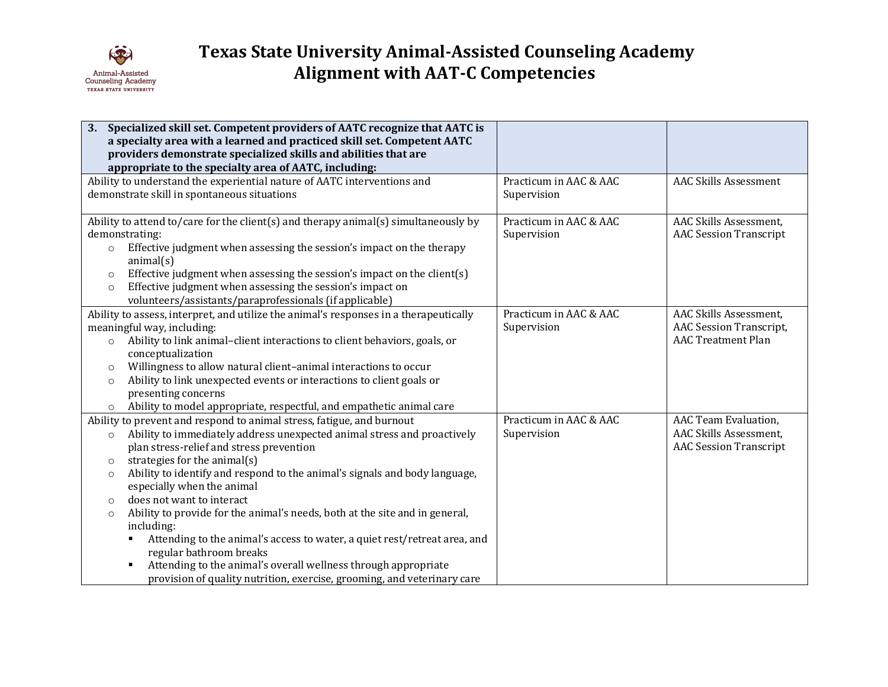# Texas State University Animal-Assisted Counseling Academy
# Alignment with AAT-C Competencies

| 3. **Specialized skill set. Competent providers of AATC recognize that AATC is a specialty area with a learned and practiced skill set. Competent AATC providers demonstrate specialized skills and abilities that are appropriate to the specialty area of AATC, including:** | | |
|---|---|---|
| Ability to understand the experiential nature of AATC interventions and demonstrate skill in spontaneous situations | Practicum in AAC & AAC Supervision | AAC Skills Assessment |
| Ability to attend to/care for the client(s) and therapy animal(s) simultaneously by demonstrating:<br>○ Effective judgment when assessing the session's impact on the therapy animal(s)<br>○ Effective judgment when assessing the session's impact on the client(s)<br>○ Effective judgment when assessing the session's impact on volunteers/assistants/paraprofessionals (if applicable) | Practicum in AAC & AAC Supervision | AAC Skills Assessment, AAC Session Transcript |
| Ability to assess, interpret, and utilize the animal's responses in a therapeutically meaningful way, including:<br>○ Ability to link animal–client interactions to client behaviors, goals, or conceptualization<br>○ Willingness to allow natural client–animal interactions to occur<br>○ Ability to link unexpected events or interactions to client goals or presenting concerns<br>○ Ability to model appropriate, respectful, and empathetic animal care | Practicum in AAC & AAC Supervision | AAC Skills Assessment, AAC Session Transcript, AAC Treatment Plan |
| Ability to prevent and respond to animal stress, fatigue, and burnout<br>○ Ability to immediately address unexpected animal stress and proactively plan stress-relief and stress prevention<br>○ strategies for the animal(s)<br>○ Ability to identify and respond to the animal's signals and body language, especially when the animal<br>○ does not want to interact<br>○ Ability to provide for the animal's needs, both at the site and in general, including:<br>▪ Attending to the animal's access to water, a quiet rest/retreat area, and regular bathroom breaks<br>▪ Attending to the animal's overall wellness through appropriate provision of quality nutrition, exercise, grooming, and veterinary care | Practicum in AAC & AAC Supervision | AAC Team Evaluation, AAC Skills Assessment, AAC Session Transcript |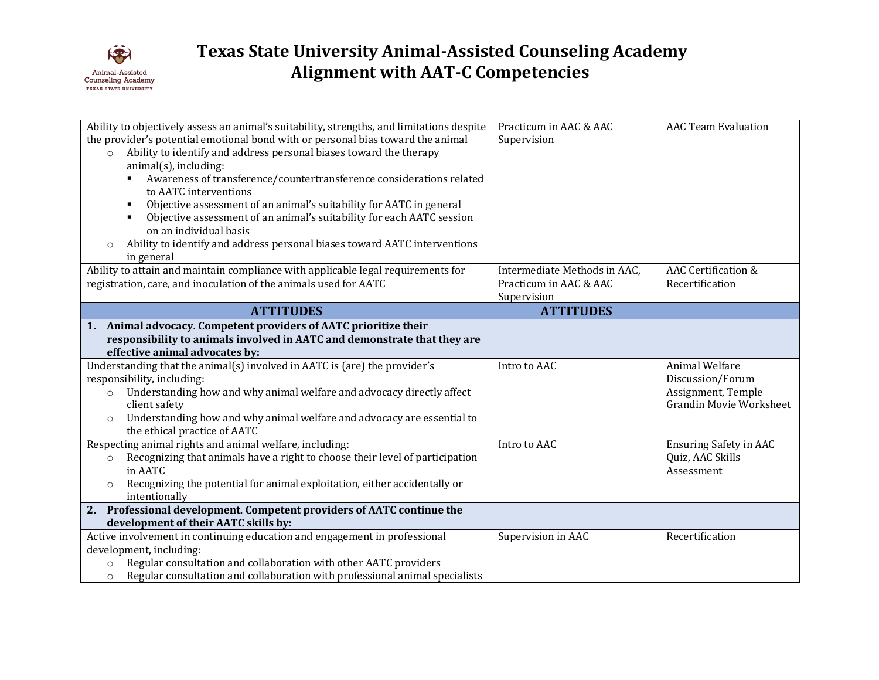# Texas State University Animal-Assisted Counseling Academy
# Alignment with AAT-C Competencies

| | | |
|---|---|---|
| Ability to objectively assess an animal's suitability, strengths, and limitations despite the provider's potential emotional bond with or personal bias toward the animal<br>○ Ability to identify and address personal biases toward the therapy animal(s), including:<br>▪ Awareness of transference/countertransference considerations related to AATC interventions<br>▪ Objective assessment of an animal's suitability for AATC in general<br>▪ Objective assessment of an animal's suitability for each AATC session on an individual basis<br>○ Ability to identify and address personal biases toward AATC interventions in general | Practicum in AAC & AAC Supervision | AAC Team Evaluation |
| Ability to attain and maintain compliance with applicable legal requirements for registration, care, and inoculation of the animals used for AATC | Intermediate Methods in AAC, Practicum in AAC & AAC Supervision | AAC Certification & Recertification |
| **ATTITUDES** | **ATTITUDES** | |
| **1. Animal advocacy. Competent providers of AATC prioritize their responsibility to animals involved in AATC and demonstrate that they are effective animal advocates by:** | | |
| Understanding that the animal(s) involved in AATC is (are) the provider's responsibility, including:<br>○ Understanding how and why animal welfare and advocacy directly affect client safety<br>○ Understanding how and why animal welfare and advocacy are essential to the ethical practice of AATC | Intro to AAC | Animal Welfare Discussion/Forum Assignment, Temple Grandin Movie Worksheet |
| Respecting animal rights and animal welfare, including:<br>○ Recognizing that animals have a right to choose their level of participation in AATC<br>○ Recognizing the potential for animal exploitation, either accidentally or intentionally | Intro to AAC | Ensuring Safety in AAC Quiz, AAC Skills Assessment |
| **2. Professional development. Competent providers of AATC continue the development of their AATC skills by:** | | |
| Active involvement in continuing education and engagement in professional development, including:<br>○ Regular consultation and collaboration with other AATC providers<br>○ Regular consultation and collaboration with professional animal specialists | Supervision in AAC | Recertification |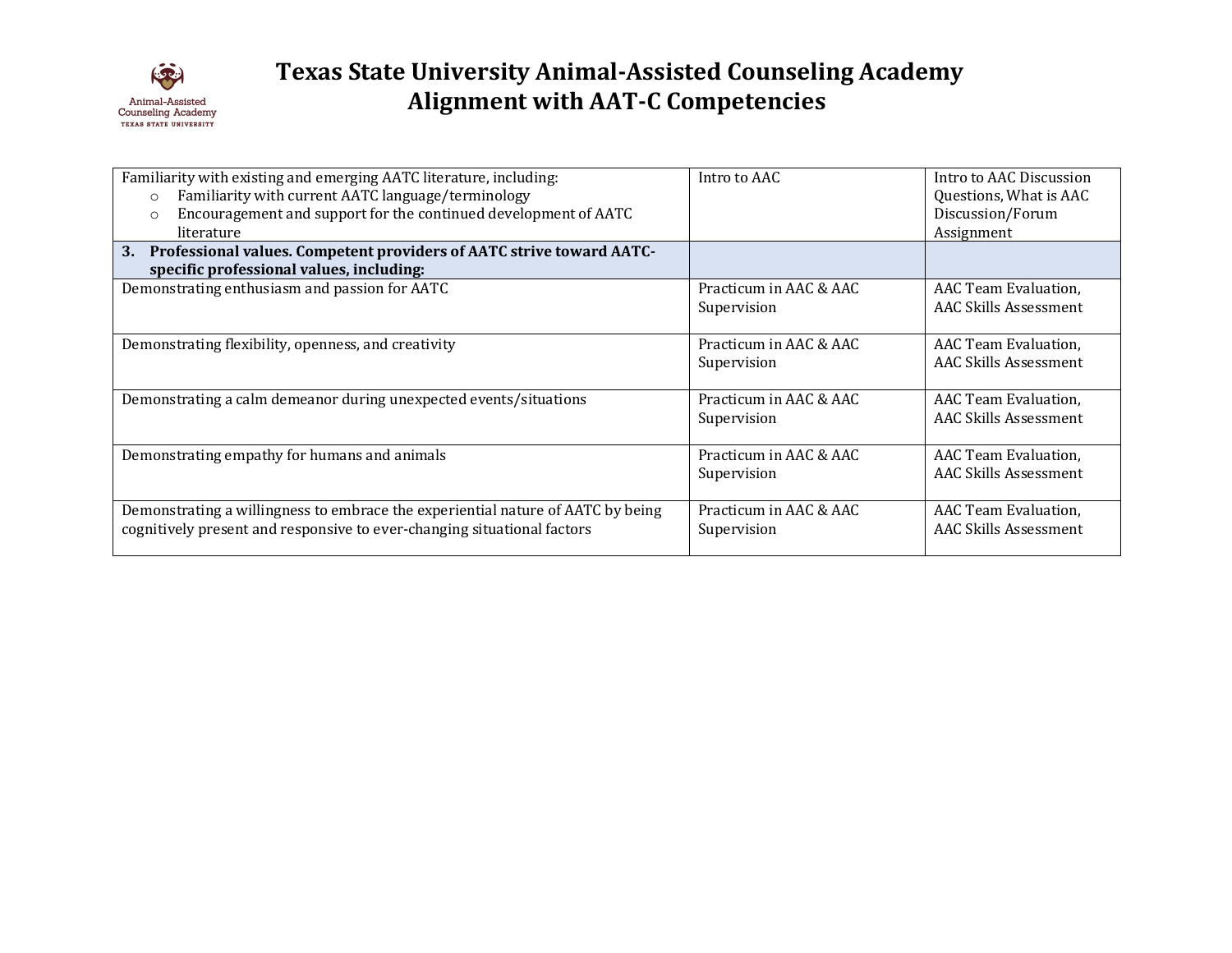# Texas State University Animal-Assisted Counseling Academy Alignment with AAT-C Competencies

| | | |
|---|---|---|
| Familiarity with existing and emerging AATC literature, including:<br>○ Familiarity with current AATC language/terminology<br>○ Encouragement and support for the continued development of AATC literature | Intro to AAC | Intro to AAC Discussion Questions, What is AAC Discussion/Forum Assignment |
| **3. Professional values. Competent providers of AATC strive toward AATC-specific professional values, including:** | | |
| Demonstrating enthusiasm and passion for AATC | Practicum in AAC & AAC Supervision | AAC Team Evaluation, AAC Skills Assessment |
| Demonstrating flexibility, openness, and creativity | Practicum in AAC & AAC Supervision | AAC Team Evaluation, AAC Skills Assessment |
| Demonstrating a calm demeanor during unexpected events/situations | Practicum in AAC & AAC Supervision | AAC Team Evaluation, AAC Skills Assessment |
| Demonstrating empathy for humans and animals | Practicum in AAC & AAC Supervision | AAC Team Evaluation, AAC Skills Assessment |
| Demonstrating a willingness to embrace the experiential nature of AATC by being cognitively present and responsive to ever-changing situational factors | Practicum in AAC & AAC Supervision | AAC Team Evaluation, AAC Skills Assessment |